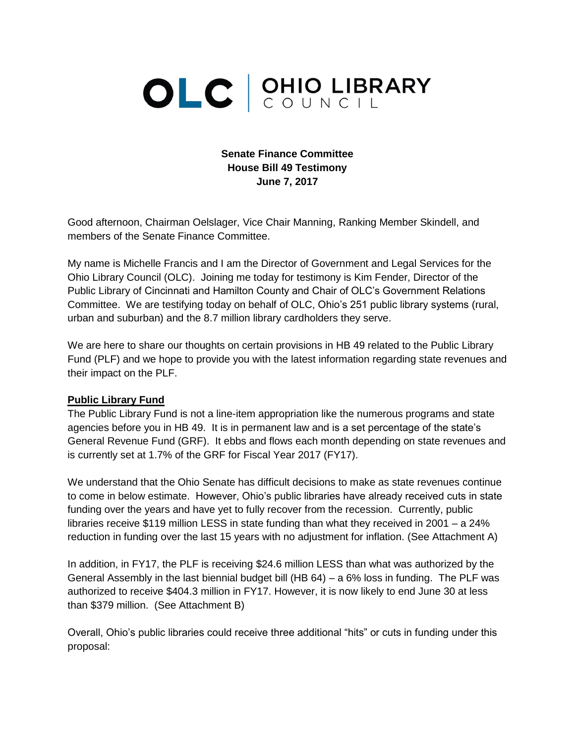# OLC | OHIO LIBRARY COUNCIL

**Senate Finance Committee**
**House Bill 49 Testimony**
**June 7, 2017**

Good afternoon, Chairman Oelslager, Vice Chair Manning, Ranking Member Skindell, and members of the Senate Finance Committee.

My name is Michelle Francis and I am the Director of Government and Legal Services for the Ohio Library Council (OLC). Joining me today for testimony is Kim Fender, Director of the Public Library of Cincinnati and Hamilton County and Chair of OLC's Government Relations Committee. We are testifying today on behalf of OLC, Ohio's 251 public library systems (rural, urban and suburban) and the 8.7 million library cardholders they serve.

We are here to share our thoughts on certain provisions in HB 49 related to the Public Library Fund (PLF) and we hope to provide you with the latest information regarding state revenues and their impact on the PLF.

## Public Library Fund

The Public Library Fund is not a line-item appropriation like the numerous programs and state agencies before you in HB 49. It is in permanent law and is a set percentage of the state's General Revenue Fund (GRF). It ebbs and flows each month depending on state revenues and is currently set at 1.7% of the GRF for Fiscal Year 2017 (FY17).

We understand that the Ohio Senate has difficult decisions to make as state revenues continue to come in below estimate. However, Ohio's public libraries have already received cuts in state funding over the years and have yet to fully recover from the recession. Currently, public libraries receive $119 million LESS in state funding than what they received in 2001 – a 24% reduction in funding over the last 15 years with no adjustment for inflation. (See Attachment A)

In addition, in FY17, the PLF is receiving $24.6 million LESS than what was authorized by the General Assembly in the last biennial budget bill (HB 64) – a 6% loss in funding. The PLF was authorized to receive $404.3 million in FY17. However, it is now likely to end June 30 at less than $379 million. (See Attachment B)

Overall, Ohio's public libraries could receive three additional "hits" or cuts in funding under this proposal: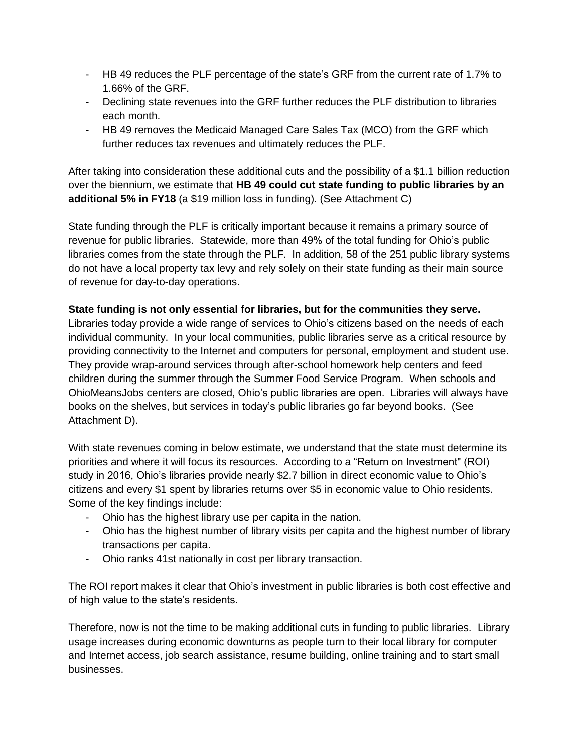- HB 49 reduces the PLF percentage of the state's GRF from the current rate of 1.7% to 1.66% of the GRF.
- Declining state revenues into the GRF further reduces the PLF distribution to libraries each month.
- HB 49 removes the Medicaid Managed Care Sales Tax (MCO) from the GRF which further reduces tax revenues and ultimately reduces the PLF.

After taking into consideration these additional cuts and the possibility of a $1.1 billion reduction over the biennium, we estimate that **HB 49 could cut state funding to public libraries by an additional 5% in FY18** (a $19 million loss in funding). (See Attachment C)

State funding through the PLF is critically important because it remains a primary source of revenue for public libraries. Statewide, more than 49% of the total funding for Ohio's public libraries comes from the state through the PLF. In addition, 58 of the 251 public library systems do not have a local property tax levy and rely solely on their state funding as their main source of revenue for day-to-day operations.

**State funding is not only essential for libraries, but for the communities they serve.** Libraries today provide a wide range of services to Ohio's citizens based on the needs of each individual community. In your local communities, public libraries serve as a critical resource by providing connectivity to the Internet and computers for personal, employment and student use. They provide wrap-around services through after-school homework help centers and feed children during the summer through the Summer Food Service Program. When schools and OhioMeansJobs centers are closed, Ohio's public libraries are open. Libraries will always have books on the shelves, but services in today's public libraries go far beyond books. (See Attachment D).

With state revenues coming in below estimate, we understand that the state must determine its priorities and where it will focus its resources. According to a "Return on Investment" (ROI) study in 2016, Ohio's libraries provide nearly $2.7 billion in direct economic value to Ohio's citizens and every $1 spent by libraries returns over $5 in economic value to Ohio residents. Some of the key findings include:

- Ohio has the highest library use per capita in the nation.
- Ohio has the highest number of library visits per capita and the highest number of library transactions per capita.
- Ohio ranks 41st nationally in cost per library transaction.

The ROI report makes it clear that Ohio's investment in public libraries is both cost effective and of high value to the state's residents.

Therefore, now is not the time to be making additional cuts in funding to public libraries. Library usage increases during economic downturns as people turn to their local library for computer and Internet access, job search assistance, resume building, online training and to start small businesses.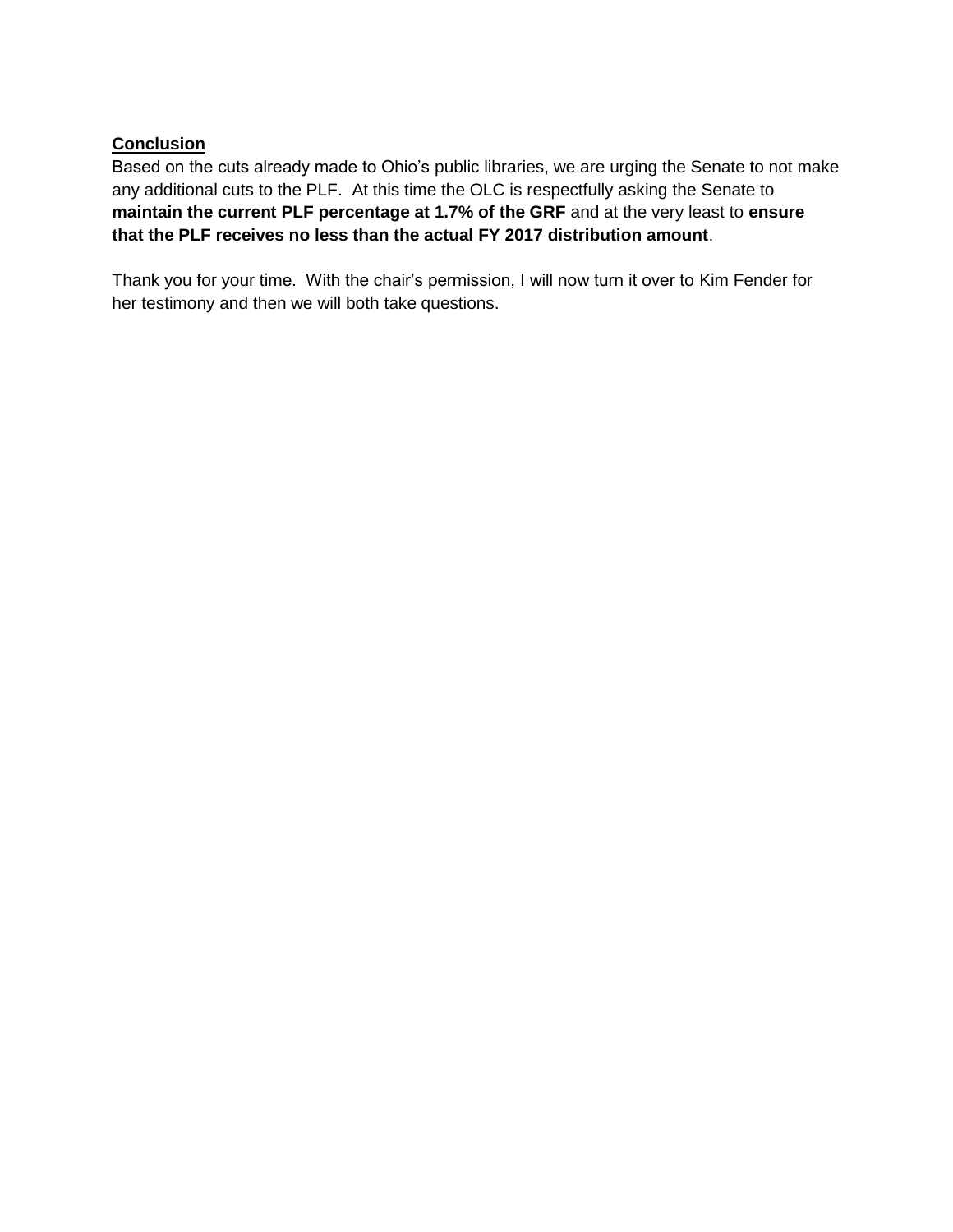**Conclusion**

Based on the cuts already made to Ohio's public libraries, we are urging the Senate to not make any additional cuts to the PLF. At this time the OLC is respectfully asking the Senate to **maintain the current PLF percentage at 1.7% of the GRF** and at the very least to **ensure that the PLF receives no less than the actual FY 2017 distribution amount**.

Thank you for your time. With the chair's permission, I will now turn it over to Kim Fender for her testimony and then we will both take questions.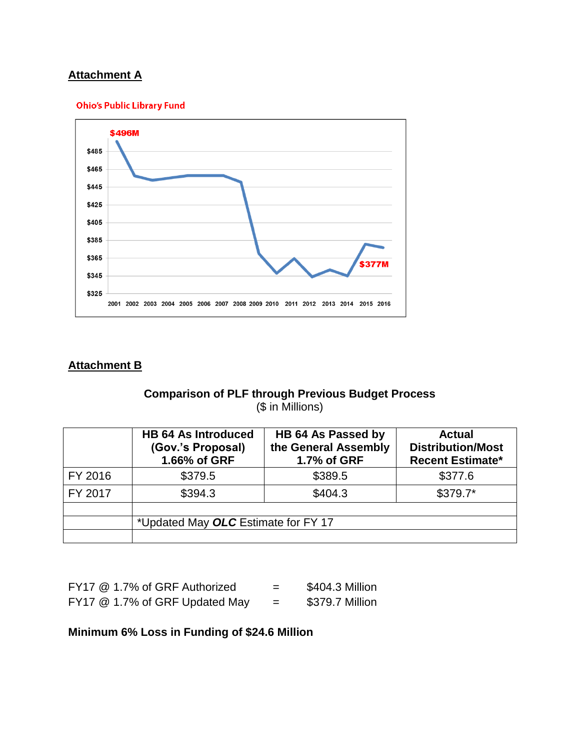## Attachment A

Ohio's Public Library Fund

## Attachment B

**Comparison of PLF through Previous Budget Process**
($ in Millions)

| | HB 64 As Introduced (Gov.'s Proposal) 1.66% of GRF | HB 64 As Passed by the General Assembly 1.7% of GRF | Actual Distribution/Most Recent Estimate* |
|---|---|---|---|
| FY 2016 | $379.5 | $389.5 | $377.6 |
| FY 2017 | $394.3 | $404.3 | $379.7* |
| | | | |
| | *Updated May ***OLC*** Estimate for FY 17 | | |
| | | | |

FY17 @ 1.7% of GRF Authorized = $404.3 Million
FY17 @ 1.7% of GRF Updated May = $379.7 Million

**Minimum 6% Loss in Funding of $24.6 Million**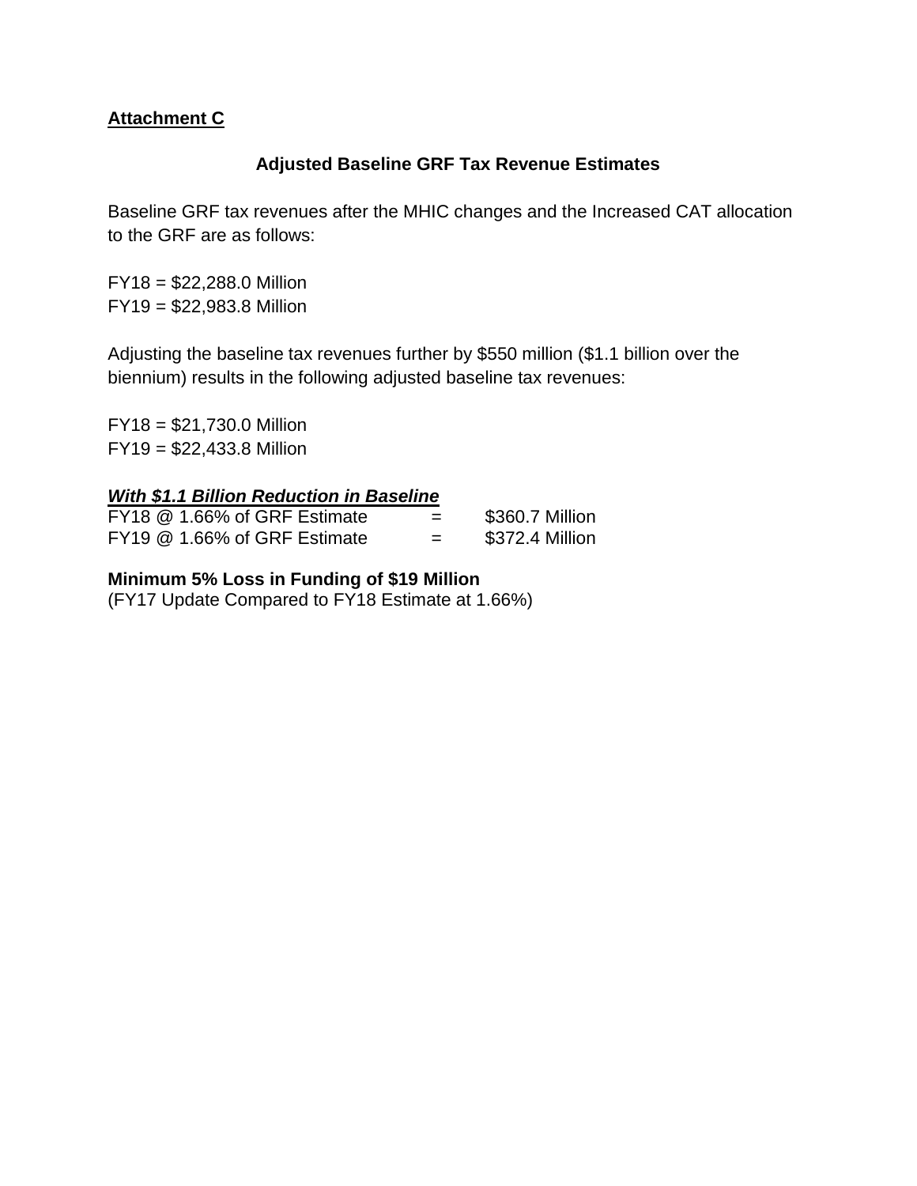**Attachment C**

## Adjusted Baseline GRF Tax Revenue Estimates

Baseline GRF tax revenues after the MHIC changes and the Increased CAT allocation to the GRF are as follows:

FY18 = $22,288.0 Million
FY19 = $22,983.8 Million

Adjusting the baseline tax revenues further by $550 million ($1.1 billion over the biennium) results in the following adjusted baseline tax revenues:

FY18 = $21,730.0 Million
FY19 = $22,433.8 Million

***With $1.1 Billion Reduction in Baseline***

| | | |
|---|---|---|
| FY18 @ 1.66% of GRF Estimate | = | $360.7 Million |
| FY19 @ 1.66% of GRF Estimate | = | $372.4 Million |

**Minimum 5% Loss in Funding of $19 Million**
(FY17 Update Compared to FY18 Estimate at 1.66%)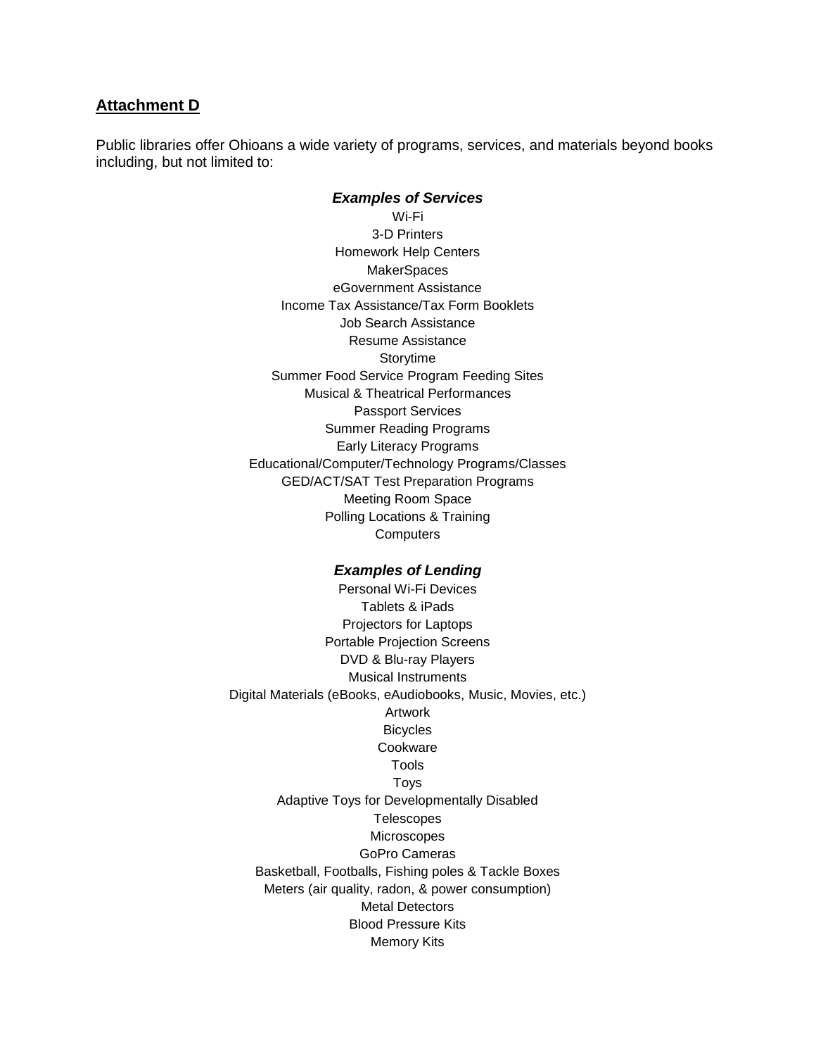**Attachment D**

Public libraries offer Ohioans a wide variety of programs, services, and materials beyond books including, but not limited to:

***Examples of Services***

Wi-Fi
3-D Printers
Homework Help Centers
MakerSpaces
eGovernment Assistance
Income Tax Assistance/Tax Form Booklets
Job Search Assistance
Resume Assistance
Storytime
Summer Food Service Program Feeding Sites
Musical & Theatrical Performances
Passport Services
Summer Reading Programs
Early Literacy Programs
Educational/Computer/Technology Programs/Classes
GED/ACT/SAT Test Preparation Programs
Meeting Room Space
Polling Locations & Training
Computers

***Examples of Lending***

Personal Wi-Fi Devices
Tablets & iPads
Projectors for Laptops
Portable Projection Screens
DVD & Blu-ray Players
Musical Instruments
Digital Materials (eBooks, eAudiobooks, Music, Movies, etc.)
Artwork
Bicycles
Cookware
Tools
Toys
Adaptive Toys for Developmentally Disabled
Telescopes
Microscopes
GoPro Cameras
Basketball, Footballs, Fishing poles & Tackle Boxes
Meters (air quality, radon, & power consumption)
Metal Detectors
Blood Pressure Kits
Memory Kits